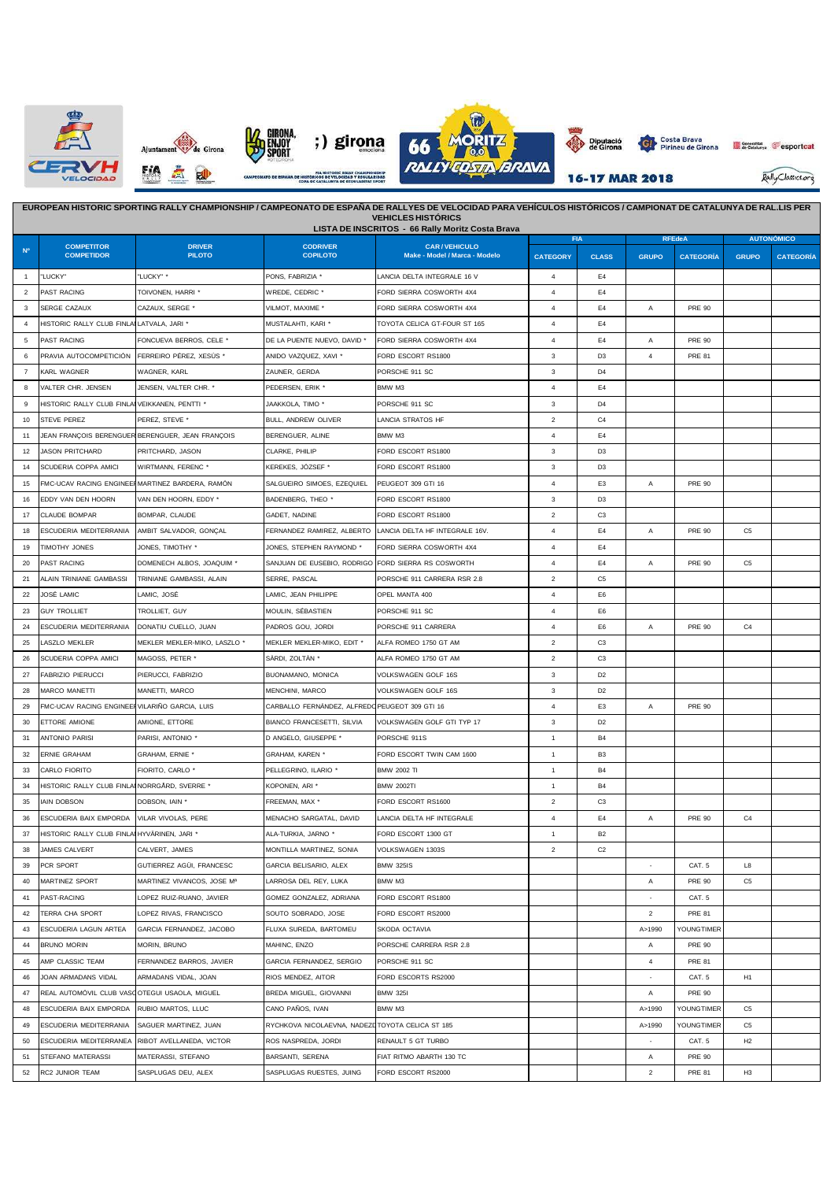## EUROPEAN HISTORIC SPORTING RALLY CHAMPIONSHIP / CAMPEONATO DE ESPAÑA DE RALLYES DE VELOCIDAD PARA VEHÍCULOS HISTÓRICOS / CAMPIONAT DE CATALUNYA DE RAL.LIS PER VEHICLES HISTÒRICS

### LISTA DE INSCRITOS - 66 Rally Moritz Costa Brava

16-17 MAR 2018

| Nº | COMPETITOR COMPETIDOR | DRIVER PILOTO | CODRIVER COPILOTO | CAR / VEHICULO Make - Model / Marca - Modelo | FIA | | RFEdeA | | AUTONÓMICO | |
|---|---|---|---|---|---|---|---|---|---|---|
| | | | | | CATEGORY | CLASS | GRUPO | CATEGORÍA | GRUPO | CATEGORÍA |
| 1 | "LUCKY" | "LUCKY" * | PONS, FABRIZIA * | LANCIA DELTA INTEGRALE 16 V | 4 | E4 | | | | |
| 2 | PAST RACING | TOIVONEN, HARRI * | WREDE, CEDRIC * | FORD SIERRA COSWORTH 4X4 | 4 | E4 | | | | |
| 3 | SERGE CAZAUX | CAZAUX, SERGE * | VILMOT, MAXIME * | FORD SIERRA COSWORTH 4X4 | 4 | E4 | A | PRE 90 | | |
| 4 | HISTORIC RALLY CLUB FINLA | LATVALA, JARI * | MUSTALAHTI, KARI * | TOYOTA CELICA GT-FOUR ST 165 | 4 | E4 | | | | |
| 5 | PAST RACING | FONCUEVA BERROS, CELE * | DE LA PUENTE NUEVO, DAVID * | FORD SIERRA COSWORTH 4X4 | 4 | E4 | A | PRE 90 | | |
| 6 | PRAVIA AUTOCOMPETICIÓN | FERREIRO PÉREZ, XESÚS * | ANIDO VAZQUEZ, XAVI * | FORD ESCORT RS1800 | 3 | D3 | 4 | PRE 81 | | |
| 7 | KARL WAGNER | WAGNER, KARL | ZAUNER, GERDA | PORSCHE 911 SC | 3 | D4 | | | | |
| 8 | VALTER CHR. JENSEN | JENSEN, VALTER CHR. * | PEDERSEN, ERIK * | BMW M3 | 4 | E4 | | | | |
| 9 | HISTORIC RALLY CLUB FINLA | VEIKKANEN, PENTTI * | JAAKKOLA, TIMO * | PORSCHE 911 SC | 3 | D4 | | | | |
| 10 | STEVE PEREZ | PEREZ, STEVE * | BULL, ANDREW OLIVER | LANCIA STRATOS HF | 2 | C4 | | | | |
| 11 | JEAN FRANÇOIS BERENGUER | BERENGUER, JEAN FRANÇOIS | BERENGUER, ALINE | BMW M3 | 4 | E4 | | | | |
| 12 | JASON PRITCHARD | PRITCHARD, JASON | CLARKE, PHILIP | FORD ESCORT RS1800 | 3 | D3 | | | | |
| 14 | SCUDERIA COPPA AMICI | WIRTMANN, FERENC * | KEREKES, JÓZSEF * | FORD ESCORT RS1800 | 3 | D3 | | | | |
| 15 | FMC-UCAV RACING ENGINEE | MARTINEZ BARDERA, RAMÓN | SALGUEIRO SIMOES, EZEQUIEL | PEUGEOT 309 GTI 16 | 4 | E3 | A | PRE 90 | | |
| 16 | EDDY VAN DEN HOORN | VAN DEN HOORN, EDDY * | BADENBERG, THEO * | FORD ESCORT RS1800 | 3 | D3 | | | | |
| 17 | CLAUDE BOMPAR | BOMPAR, CLAUDE | GADET, NADINE | FORD ESCORT RS1800 | 2 | C3 | | | | |
| 18 | ESCUDERIA MEDITERRANIA | AMBIT SALVADOR, GONÇAL | FERNANDEZ RAMIREZ, ALBERTO | LANCIA DELTA HF INTEGRALE 16V. | 4 | E4 | A | PRE 90 | C5 | |
| 19 | TIMOTHY JONES | JONES, TIMOTHY * | JONES, STEPHEN RAYMOND * | FORD SIERRA COSWORTH 4X4 | 4 | E4 | | | | |
| 20 | PAST RACING | DOMENECH ALBOS, JOAQUIM * | SANJUAN DE EUSEBIO, RODRIGO | FORD SIERRA RS COSWORTH | 4 | E4 | A | PRE 90 | C5 | |
| 21 | ALAIN TRINIANE GAMBASSI | TRINIANE GAMBASSI, ALAIN | SERRE, PASCAL | PORSCHE 911 CARRERA RSR 2.8 | 2 | C5 | | | | |
| 22 | JOSÉ LAMIC | LAMIC, JOSÉ | LAMIC, JEAN PHILIPPE | OPEL MANTA 400 | 4 | E6 | | | | |
| 23 | GUY TROLLIET | TROLLIET, GUY | MOULIN, SÉBASTIEN | PORSCHE 911 SC | 4 | E6 | | | | |
| 24 | ESCUDERIA MEDITERRANIA | DONATIU CUELLO, JUAN | PADROS GOU, JORDI | PORSCHE 911 CARRERA | 4 | E6 | A | PRE 90 | C4 | |
| 25 | LASZLO MEKLER | MEKLER MEKLER-MIKO, LASZLO * | MEKLER MEKLER-MIKO, EDIT * | ALFA ROMEO 1750 GT AM | 2 | C3 | | | | |
| 26 | SCUDERIA COPPA AMICI | MAGOSS, PETER * | SÁRDI, ZOLTÁN * | ALFA ROMEO 1750 GT AM | 2 | C3 | | | | |
| 27 | FABRIZIO PIERUCCI | PIERUCCI, FABRIZIO | BUONAMANO, MONICA | VOLKSWAGEN GOLF 16S | 3 | D2 | | | | |
| 28 | MARCO MANETTI | MANETTI, MARCO | MENCHINI, MARCO | VOLKSWAGEN GOLF 16S | 3 | D2 | | | | |
| 29 | FMC-UCAV RACING ENGINEE | VILARIÑO GARCIA, LUIS | CARBALLO FERNÁNDEZ, ALFREDO | PEUGEOT 309 GTI 16 | 4 | E3 | A | PRE 90 | | |
| 30 | ETTORE AMIONE | AMIONE, ETTORE | BIANCO FRANCESETTI, SILVIA | VOLKSWAGEN GOLF GTI TYP 17 | 3 | D2 | | | | |
| 31 | ANTONIO PARISI | PARISI, ANTONIO * | D ANGELO, GIUSEPPE * | PORSCHE 911S | 1 | B4 | | | | |
| 32 | ERNIE GRAHAM | GRAHAM, ERNIE * | GRAHAM, KAREN * | FORD ESCORT TWIN CAM 1600 | 1 | B3 | | | | |
| 33 | CARLO FIORITO | FIORITO, CARLO * | PELLEGRINO, ILARIO * | BMW 2002 TI | 1 | B4 | | | | |
| 34 | HISTORIC RALLY CLUB FINLA | NORRGÅRD, SVERRE * | KOPONEN, ARI * | BMW 2002TI | 1 | B4 | | | | |
| 35 | IAIN DOBSON | DOBSON, IAIN * | FREEMAN, MAX * | FORD ESCORT RS1600 | 2 | C3 | | | | |
| 36 | ESCUDERIA BAIX EMPORDA | VILAR VIVOLAS, PERE | MENACHO SARGATAL, DAVID | LANCIA DELTA HF INTEGRALE | 4 | E4 | A | PRE 90 | C4 | |
| 37 | HISTORIC RALLY CLUB FINLA | HYVÄRINEN, JARI * | ALA-TURKIA, JARNO * | FORD ESCORT 1300 GT | 1 | B2 | | | | |
| 38 | JAMES CALVERT | CALVERT, JAMES | MONTILLA MARTINEZ, SONIA | VOLKSWAGEN 1303S | 2 | C2 | | | | |
| 39 | PCR SPORT | GUTIERREZ AGÜI, FRANCESC | GARCIA BELISARIO, ALEX | BMW 325IS | | | - | CAT. 5 | L8 | |
| 40 | MARTINEZ SPORT | MARTINEZ VIVANCOS, JOSE Mª | LARROSA DEL REY, LUKA | BMW M3 | | | A | PRE 90 | C5 | |
| 41 | PAST-RACING | LOPEZ RUIZ-RUANO, JAVIER | GOMEZ GONZALEZ, ADRIANA | FORD ESCORT RS1800 | | | - | CAT. 5 | | |
| 42 | TERRA CHA SPORT | LOPEZ RIVAS, FRANCISCO | SOUTO SOBRADO, JOSE | FORD ESCORT RS2000 | | | 2 | PRE 81 | | |
| 43 | ESCUDERIA LAGUN ARTEA | GARCIA FERNANDEZ, JACOBO | FLUXA SUREDA, BARTOMEU | SKODA OCTAVIA | | | A>1990 | YOUNGTIMER | | |
| 44 | BRUNO MORIN | MORIN, BRUNO | MAHINC, ENZO | PORSCHE CARRERA RSR 2.8 | | | A | PRE 90 | | |
| 45 | AMP CLASSIC TEAM | FERNANDEZ BARROS, JAVIER | GARCIA FERNANDEZ, SERGIO | PORSCHE 911 SC | | | 4 | PRE 81 | | |
| 46 | JOAN ARMADANS VIDAL | ARMADANS VIDAL, JOAN | RIOS MENDEZ, AITOR | FORD ESCORTS RS2000 | | | - | CAT. 5 | H1 | |
| 47 | REAL AUTOMÓVIL CLUB VAS | OTEGUI USAOLA, MIGUEL | BREDA MIGUEL, GIOVANNI | BMW 325I | | | A | PRE 90 | | |
| 48 | ESCUDERIA BAIX EMPORDA | RUBIO MARTOS, LLUC | CANO PAÑOS, IVAN | BMW M3 | | | A>1990 | YOUNGTIMER | C5 | |
| 49 | ESCUDERIA MEDITERRANIA | SAGUER MARTINEZ, JUAN | RYCHKOVA NICOLAEVNA, NADEZD | TOYOTA CELICA ST 185 | | | A>1990 | YOUNGTIMER | C5 | |
| 50 | ESCUDERIA MEDITERRANEA | RIBOT AVELLANEDA, VICTOR | ROS NASPREDA, JORDI | RENAULT 5 GT TURBO | | | - | CAT. 5 | H2 | |
| 51 | STEFANO MATERASSI | MATERASSI, STEFANO | BARSANTI, SERENA | FIAT RITMO ABARTH 130 TC | | | A | PRE 90 | | |
| 52 | RC2 JUNIOR TEAM | SASPLUGAS DEU, ALEX | SASPLUGAS RUESTES, JUING | FORD ESCORT RS2000 | | | 2 | PRE 81 | H3 | |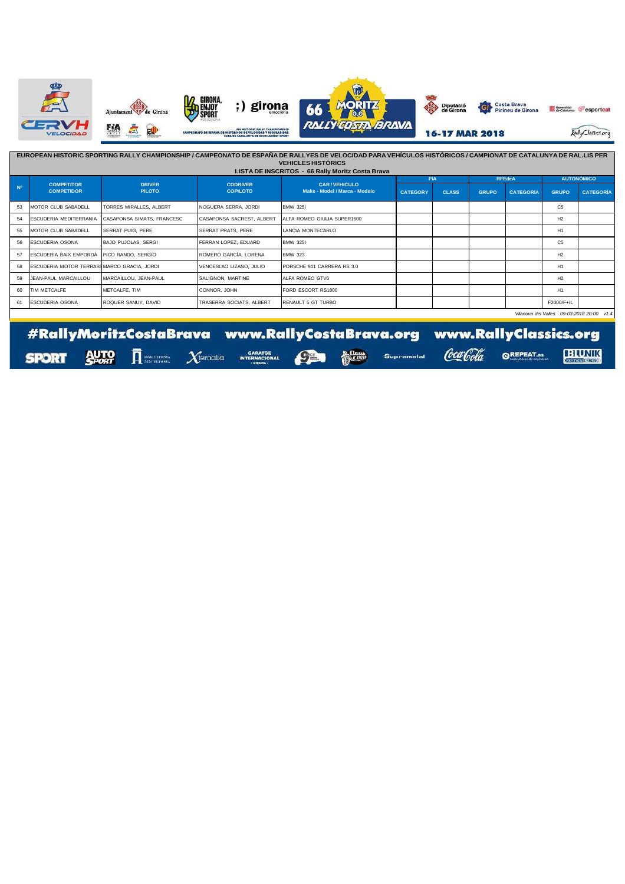**EUROPEAN HISTORIC SPORTING RALLY CHAMPIONSHIP / CAMPEONATO DE ESPAÑA DE RALLYES DE VELOCIDAD PARA VEHÍCULOS HISTÓRICOS / CAMPIONAT DE CATALUNYA DE RAL.LIS PER VEHICLES HISTÒRICS**

**LISTA DE INSCRITOS - 66 Rally Moritz Costa Brava**

| Nº | COMPETITOR COMPETIDOR | DRIVER PILOTO | CODRIVER COPILOTO | CAR / VEHICULO Make - Model / Marca - Modelo | FIA | | RFEdeA | | AUTONÓMICO | |
|---|---|---|---|---|---|---|---|---|---|---|
| | | | | | CATEGORY | CLASS | GRUPO | CATEGORÍA | GRUPO | CATEGORÍA |
| 53 | MOTOR CLUB SABADELL | TORRES MIRALLES, ALBERT | NOGUERA SERRA, JORDI | BMW 325I | | | | | C5 | |
| 54 | ESCUDERIA MEDITERRANIA | CASAPONSA SIMATS, FRANCESC | CASAPONSA SACREST, ALBERT | ALFA ROMEO GIULIA SUPER1600 | | | | | H2 | |
| 55 | MOTOR CLUB SABADELL | SERRAT PUIG, PERE | SERRAT PRATS, PERE | LANCIA MONTECARLO | | | | | H1 | |
| 56 | ESCUDERIA OSONA | BAJO PUJOLAS, SERGI | FERRAN LOPEZ, EDUARD | BMW 325I | | | | | C5 | |
| 57 | ESCUDERIA BAIX EMPORDÀ | PICO RANDO, SERGIO | ROMERO GARCÍA, LORENA | BMW 323 | | | | | H2 | |
| 58 | ESCUDERIA MOTOR TERRASS | MARCO GRACIA, JORDI | VENCESLAO LIZANO, JULIO | PORSCHE 911 CARRERA RS 3.0 | | | | | H1 | |
| 59 | JEAN-PAUL MARCAILLOU | MARCAILLOU, JEAN-PAUL | SALIGNON, MARTINE | ALFA ROMEO GTV6 | | | | | H2 | |
| 60 | TIM METCALFE | METCALFE, TIM | CONNOR, JOHN | FORD ESCORT RS1800 | | | | | H1 | |
| 61 | ESCUDERIA OSONA | ROQUER SANUY, DAVID | TRASERRA SOCIATS, ALBERT | RENAULT 5 GT TURBO | | | | | F2000/F+/L | |

*Vilanova del Valles. 09-03-2018 20:00 v1.4*

#RallyMoritzCostaBrava www.RallyCostaBrava.org www.RallyClassics.org